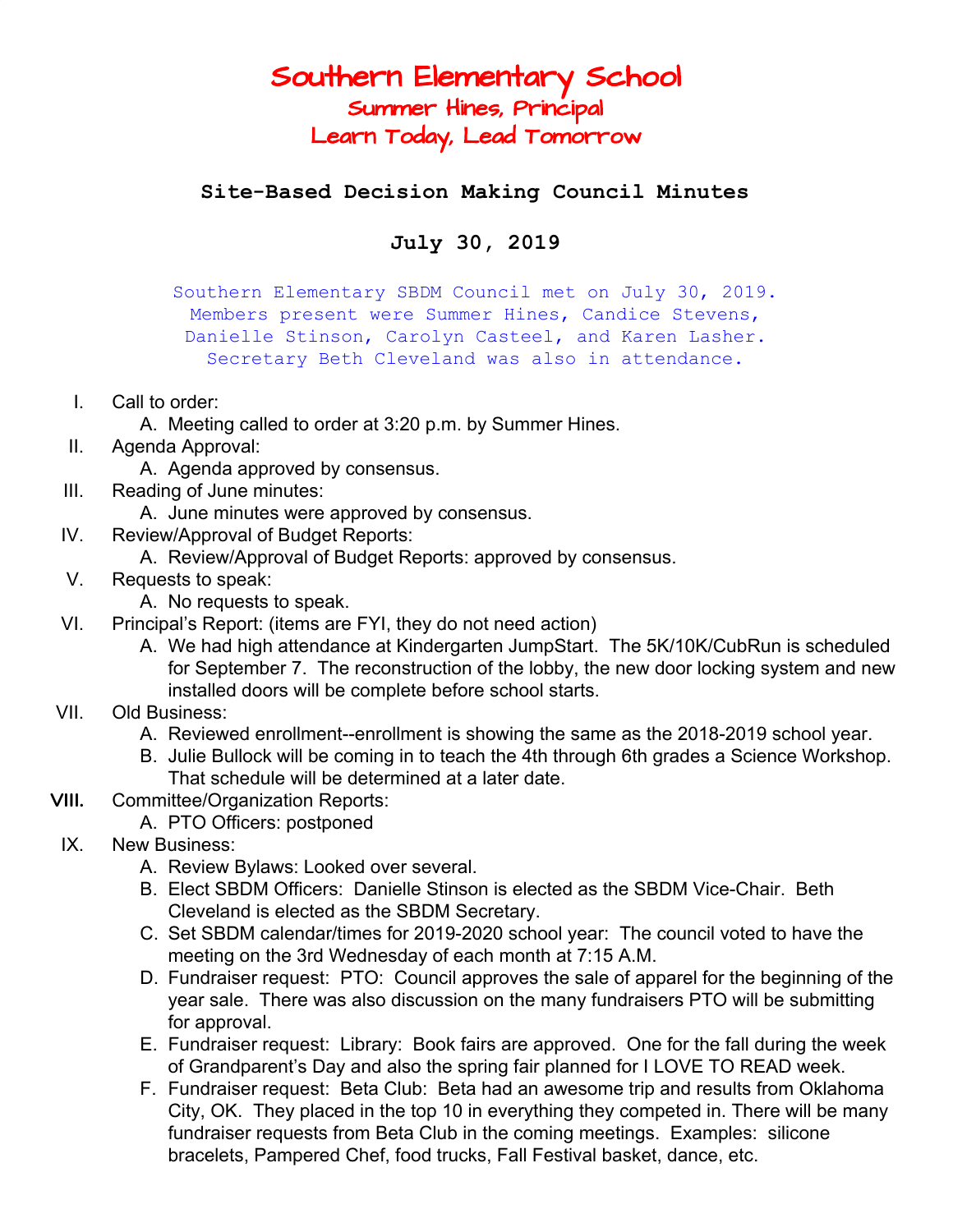# Southern Elementary School

## Summer Hines, Principal

## Learn Today, Lead Tomorrow

### Site-Based Decision Making Council Minutes

### July 30, 2019

Southern Elementary SBDM Council met on July 30, 2019. Members present were Summer Hines, Candice Stevens, Danielle Stinson, Carolyn Casteel, and Karen Lasher. Secretary Beth Cleveland was also in attendance.

I. Call to order:
   A. Meeting called to order at 3:20 p.m. by Summer Hines.

II. Agenda Approval:
   A. Agenda approved by consensus.

III. Reading of June minutes:
   A. June minutes were approved by consensus.

IV. Review/Approval of Budget Reports:
   A. Review/Approval of Budget Reports: approved by consensus.

V. Requests to speak:
   A. No requests to speak.

VI. Principal's Report: (items are FYI, they do not need action)
   A. We had high attendance at Kindergarten JumpStart. The 5K/10K/CubRun is scheduled for September 7. The reconstruction of the lobby, the new door locking system and new installed doors will be complete before school starts.

VII. Old Business:
   A. Reviewed enrollment--enrollment is showing the same as the 2018-2019 school year.
   B. Julie Bullock will be coming in to teach the 4th through 6th grades a Science Workshop. That schedule will be determined at a later date.

**VIII.** Committee/Organization Reports:
   A. PTO Officers: postponed

IX. New Business:
   A. Review Bylaws: Looked over several.
   B. Elect SBDM Officers: Danielle Stinson is elected as the SBDM Vice-Chair. Beth Cleveland is elected as the SBDM Secretary.
   C. Set SBDM calendar/times for 2019-2020 school year: The council voted to have the meeting on the 3rd Wednesday of each month at 7:15 A.M.
   D. Fundraiser request: PTO: Council approves the sale of apparel for the beginning of the year sale. There was also discussion on the many fundraisers PTO will be submitting for approval.
   E. Fundraiser request: Library: Book fairs are approved. One for the fall during the week of Grandparent's Day and also the spring fair planned for I LOVE TO READ week.
   F. Fundraiser request: Beta Club: Beta had an awesome trip and results from Oklahoma City, OK. They placed in the top 10 in everything they competed in. There will be many fundraiser requests from Beta Club in the coming meetings. Examples: silicone bracelets, Pampered Chef, food trucks, Fall Festival basket, dance, etc.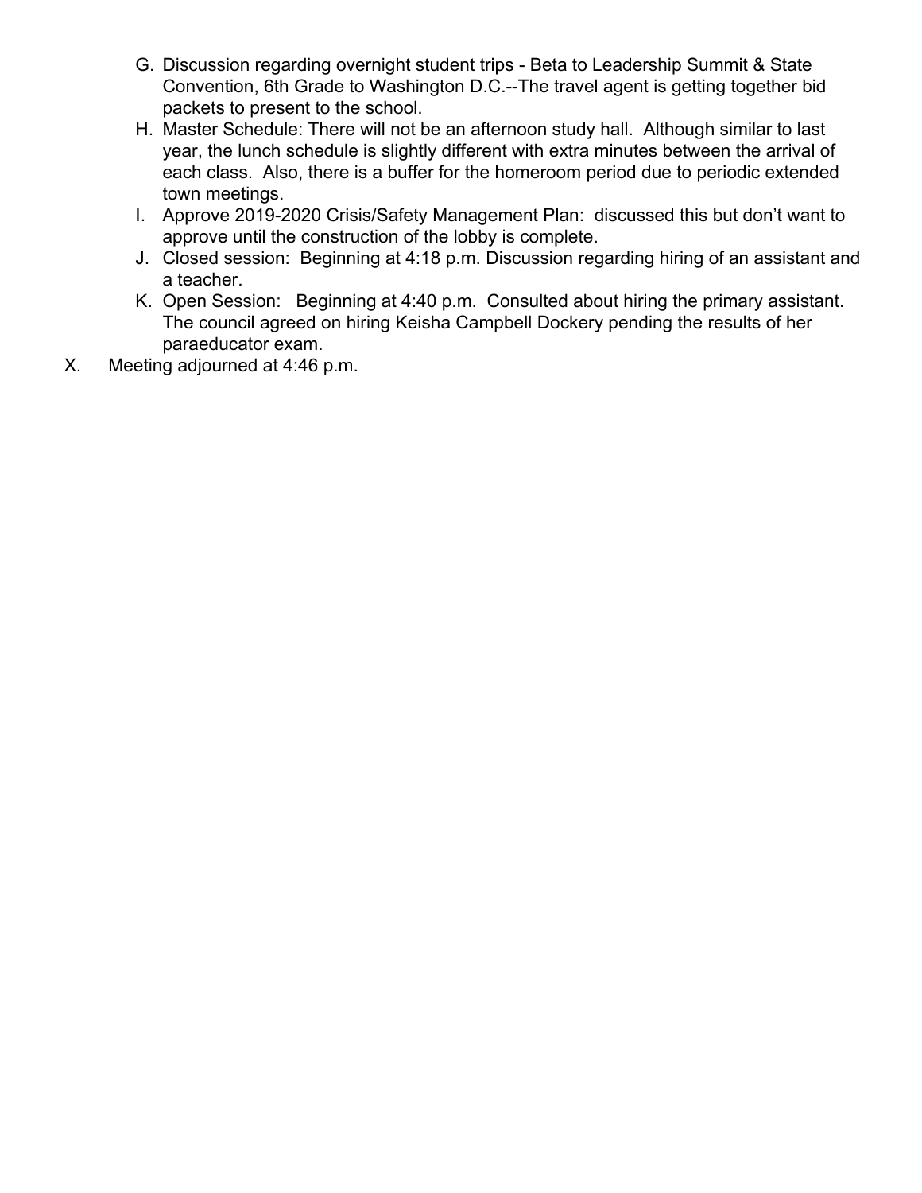G. Discussion regarding overnight student trips - Beta to Leadership Summit & State Convention, 6th Grade to Washington D.C.--The travel agent is getting together bid packets to present to the school.

H. Master Schedule: There will not be an afternoon study hall. Although similar to last year, the lunch schedule is slightly different with extra minutes between the arrival of each class. Also, there is a buffer for the homeroom period due to periodic extended town meetings.

I. Approve 2019-2020 Crisis/Safety Management Plan: discussed this but don't want to approve until the construction of the lobby is complete.

J. Closed session: Beginning at 4:18 p.m. Discussion regarding hiring of an assistant and a teacher.

K. Open Session: Beginning at 4:40 p.m. Consulted about hiring the primary assistant. The council agreed on hiring Keisha Campbell Dockery pending the results of her paraeducator exam.

X. Meeting adjourned at 4:46 p.m.